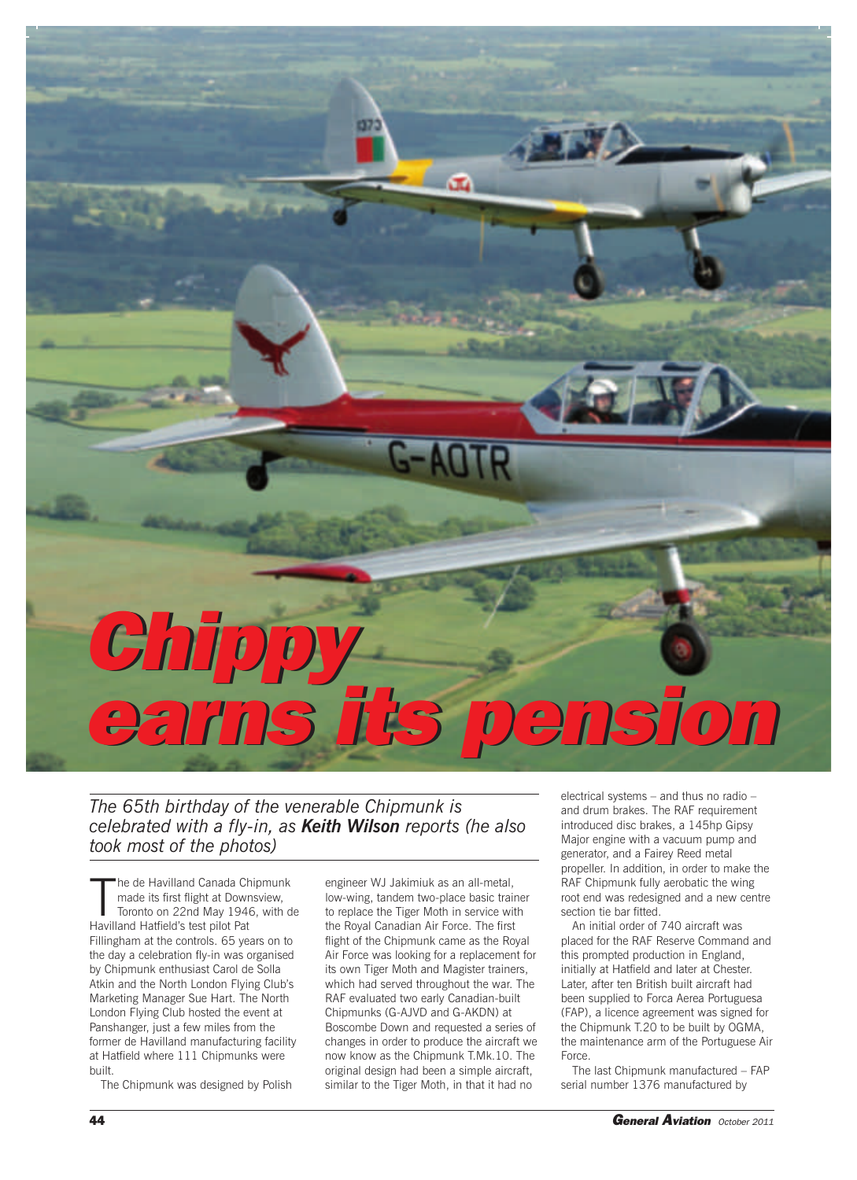# Chippy earns its pension

*The 65th birthday of the venerable Chipmunk is celebrated with a fly-in, as **Keith Wilson** reports (he also took most of the photos)*

The de Havilland Canada Chipmunk made its first flight at Downsview, Toronto on 22nd May 1946, with de Havilland Hatfield's test pilot Pat Fillingham at the controls. 65 years on to the day a celebration fly-in was organised by Chipmunk enthusiast Carol de Solla Atkin and the North London Flying Club's Marketing Manager Sue Hart. The North London Flying Club hosted the event at Panshanger, just a few miles from the former de Havilland manufacturing facility at Hatfield where 111 Chipmunks were built.

The Chipmunk was designed by Polish engineer WJ Jakimiuk as an all-metal, low-wing, tandem two-place basic trainer to replace the Tiger Moth in service with the Royal Canadian Air Force. The first flight of the Chipmunk came as the Royal Air Force was looking for a replacement for its own Tiger Moth and Magister trainers, which had served throughout the war. The RAF evaluated two early Canadian-built Chipmunks (G-AJVD and G-AKDN) at Boscombe Down and requested a series of changes in order to produce the aircraft we now know as the Chipmunk T.Mk.10. The original design had been a simple aircraft, similar to the Tiger Moth, in that it had no electrical systems – and thus no radio – and drum brakes. The RAF requirement introduced disc brakes, a 145hp Gipsy Major engine with a vacuum pump and generator, and a Fairey Reed metal propeller. In addition, in order to make the RAF Chipmunk fully aerobatic the wing root end was redesigned and a new centre section tie bar fitted.

An initial order of 740 aircraft was placed for the RAF Reserve Command and this prompted production in England, initially at Hatfield and later at Chester. Later, after ten British built aircraft had been supplied to Forca Aerea Portuguesa (FAP), a licence agreement was signed for the Chipmunk T.20 to be built by OGMA, the maintenance arm of the Portuguese Air Force.

The last Chipmunk manufactured – FAP serial number 1376 manufactured by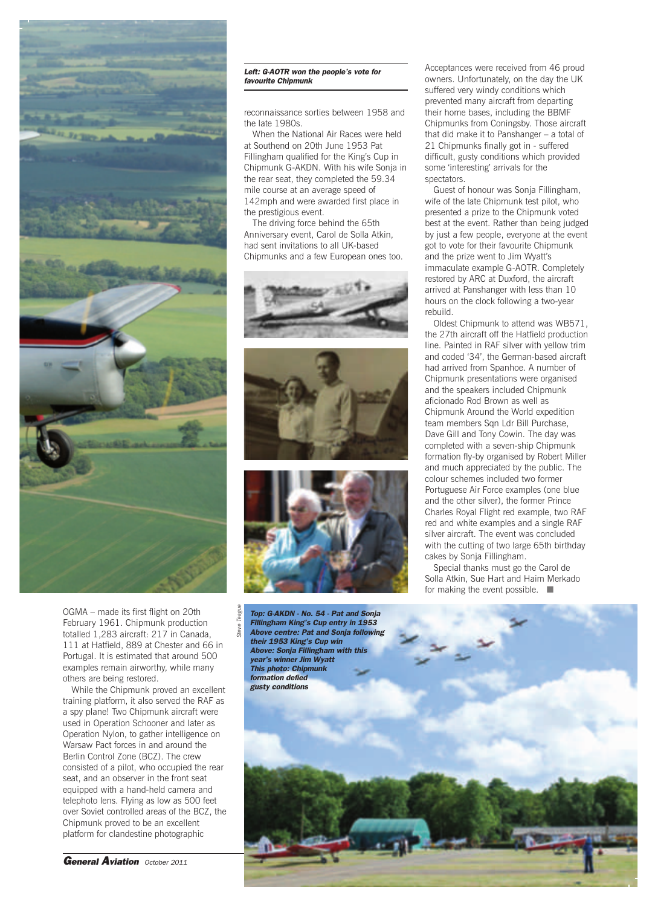OGMA – made its first flight on 20th February 1961. Chipmunk production totalled 1,283 aircraft: 217 in Canada, 111 at Hatfield, 889 at Chester and 66 in Portugal. It is estimated that around 500 examples remain airworthy, while many others are being restored.

While the Chipmunk proved an excellent training platform, it also served the RAF as a spy plane! Two Chipmunk aircraft were used in Operation Schooner and later as Operation Nylon, to gather intelligence on Warsaw Pact forces in and around the Berlin Control Zone (BCZ). The crew consisted of a pilot, who occupied the rear seat, and an observer in the front seat equipped with a hand-held camera and telephoto lens. Flying as low as 500 feet over Soviet controlled areas of the BCZ, the Chipmunk proved to be an excellent platform for clandestine photographic reconnaissance sorties between 1958 and the late 1980s.

When the National Air Races were held at Southend on 20th June 1953 Pat Fillingham qualified for the King's Cup in Chipmunk G-AKDN. With his wife Sonja in the rear seat, they completed the 59.34 mile course at an average speed of 142mph and were awarded first place in the prestigious event.

The driving force behind the 65th Anniversary event, Carol de Solla Atkin, had sent invitations to all UK-based Chipmunks and a few European ones too.

Acceptances were received from 46 proud owners. Unfortunately, on the day the UK suffered very windy conditions which prevented many aircraft from departing their home bases, including the BBMF Chipmunks from Coningsby. Those aircraft that did make it to Panshanger – a total of 21 Chipmunks finally got in - suffered difficult, gusty conditions which provided some 'interesting' arrivals for the spectators.

Guest of honour was Sonja Fillingham, wife of the late Chipmunk test pilot, who presented a prize to the Chipmunk voted best at the event. Rather than being judged by just a few people, everyone at the event got to vote for their favourite Chipmunk and the prize went to Jim Wyatt's immaculate example G-AOTR. Completely restored by ARC at Duxford, the aircraft arrived at Panshanger with less than 10 hours on the clock following a two-year rebuild.

Oldest Chipmunk to attend was WB571, the 27th aircraft off the Hatfield production line. Painted in RAF silver with yellow trim and coded '34', the German-based aircraft had arrived from Spanhoe. A number of Chipmunk presentations were organised and the speakers included Chipmunk aficionado Rod Brown as well as Chipmunk Around the World expedition team members Sqn Ldr Bill Purchase, Dave Gill and Tony Cowin. The day was completed with a seven-ship Chipmunk formation fly-by organised by Robert Miller and much appreciated by the public. The colour schemes included two former Portuguese Air Force examples (one blue and the other silver), the former Prince Charles Royal Flight red example, two RAF red and white examples and a single RAF silver aircraft. The event was concluded with the cutting of two large 65th birthday cakes by Sonja Fillingham.

Special thanks must go the Carol de Solla Atkin, Sue Hart and Haim Merkado for making the event possible. ■

***Left: G-AOTR won the people's vote for favourite Chipmunk***

***Top: G-AKDN - No. 54 - Pat and Sonja Fillingham King's Cup entry in 1953***
***Above centre: Pat and Sonja following their 1953 King's Cup win***
***Above: Sonja Fillingham with this year's winner Jim Wyatt***
***This photo: Chipmunk formation defied gusty conditions***

*Steve Teague*